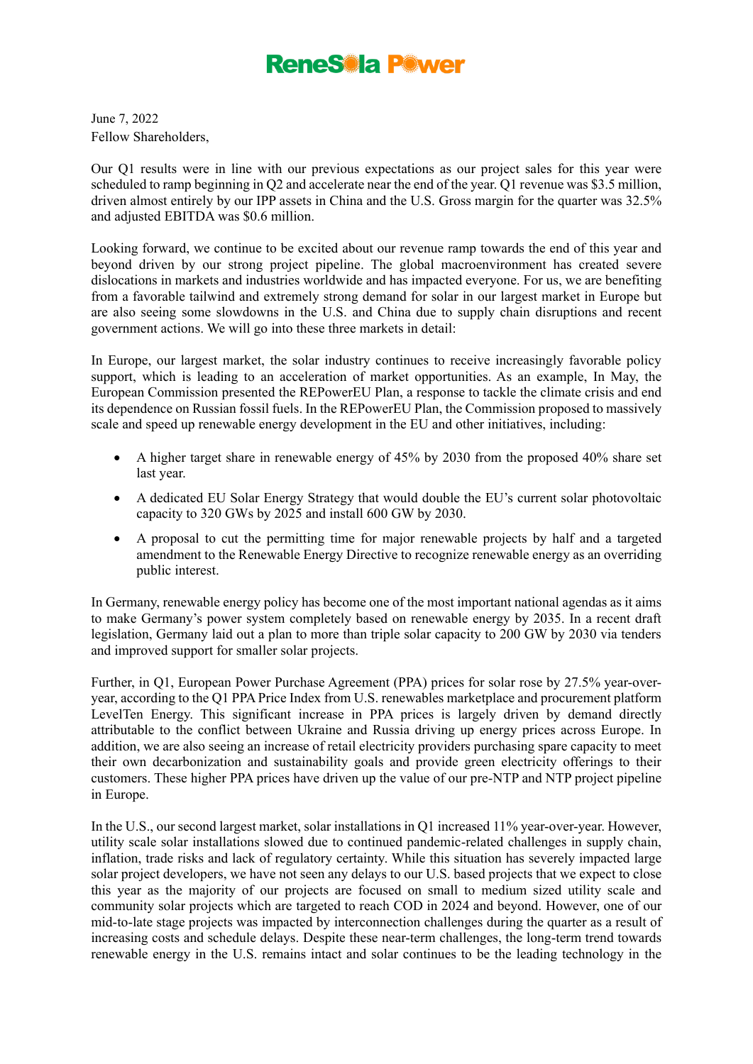June 7, 2022
Fellow Shareholders,

Our Q1 results were in line with our previous expectations as our project sales for this year were scheduled to ramp beginning in Q2 and accelerate near the end of the year. Q1 revenue was $3.5 million, driven almost entirely by our IPP assets in China and the U.S. Gross margin for the quarter was 32.5% and adjusted EBITDA was $0.6 million.

Looking forward, we continue to be excited about our revenue ramp towards the end of this year and beyond driven by our strong project pipeline. The global macroenvironment has created severe dislocations in markets and industries worldwide and has impacted everyone. For us, we are benefiting from a favorable tailwind and extremely strong demand for solar in our largest market in Europe but are also seeing some slowdowns in the U.S. and China due to supply chain disruptions and recent government actions. We will go into these three markets in detail:

In Europe, our largest market, the solar industry continues to receive increasingly favorable policy support, which is leading to an acceleration of market opportunities. As an example, In May, the European Commission presented the REPowerEU Plan, a response to tackle the climate crisis and end its dependence on Russian fossil fuels. In the REPowerEU Plan, the Commission proposed to massively scale and speed up renewable energy development in the EU and other initiatives, including:

- A higher target share in renewable energy of 45% by 2030 from the proposed 40% share set last year.
- A dedicated EU Solar Energy Strategy that would double the EU's current solar photovoltaic capacity to 320 GWs by 2025 and install 600 GW by 2030.
- A proposal to cut the permitting time for major renewable projects by half and a targeted amendment to the Renewable Energy Directive to recognize renewable energy as an overriding public interest.

In Germany, renewable energy policy has become one of the most important national agendas as it aims to make Germany's power system completely based on renewable energy by 2035. In a recent draft legislation, Germany laid out a plan to more than triple solar capacity to 200 GW by 2030 via tenders and improved support for smaller solar projects.

Further, in Q1, European Power Purchase Agreement (PPA) prices for solar rose by 27.5% year-over-year, according to the Q1 PPA Price Index from U.S. renewables marketplace and procurement platform LevelTen Energy. This significant increase in PPA prices is largely driven by demand directly attributable to the conflict between Ukraine and Russia driving up energy prices across Europe. In addition, we are also seeing an increase of retail electricity providers purchasing spare capacity to meet their own decarbonization and sustainability goals and provide green electricity offerings to their customers. These higher PPA prices have driven up the value of our pre-NTP and NTP project pipeline in Europe.

In the U.S., our second largest market, solar installations in Q1 increased 11% year-over-year. However, utility scale solar installations slowed due to continued pandemic-related challenges in supply chain, inflation, trade risks and lack of regulatory certainty. While this situation has severely impacted large solar project developers, we have not seen any delays to our U.S. based projects that we expect to close this year as the majority of our projects are focused on small to medium sized utility scale and community solar projects which are targeted to reach COD in 2024 and beyond. However, one of our mid-to-late stage projects was impacted by interconnection challenges during the quarter as a result of increasing costs and schedule delays. Despite these near-term challenges, the long-term trend towards renewable energy in the U.S. remains intact and solar continues to be the leading technology in the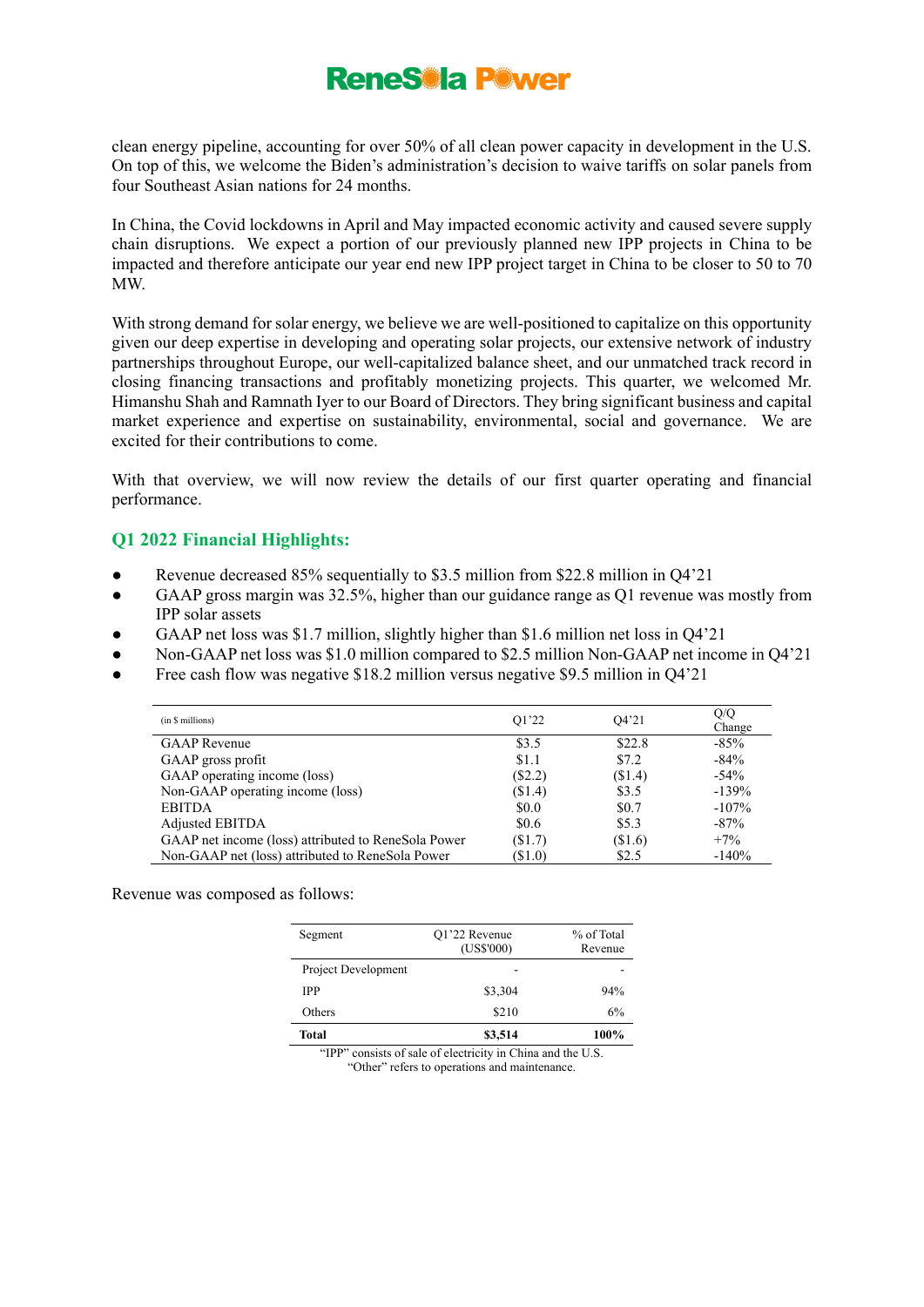clean energy pipeline, accounting for over 50% of all clean power capacity in development in the U.S. On top of this, we welcome the Biden's administration's decision to waive tariffs on solar panels from four Southeast Asian nations for 24 months.

In China, the Covid lockdowns in April and May impacted economic activity and caused severe supply chain disruptions. We expect a portion of our previously planned new IPP projects in China to be impacted and therefore anticipate our year end new IPP project target in China to be closer to 50 to 70 MW.

With strong demand for solar energy, we believe we are well-positioned to capitalize on this opportunity given our deep expertise in developing and operating solar projects, our extensive network of industry partnerships throughout Europe, our well-capitalized balance sheet, and our unmatched track record in closing financing transactions and profitably monetizing projects. This quarter, we welcomed Mr. Himanshu Shah and Ramnath Iyer to our Board of Directors. They bring significant business and capital market experience and expertise on sustainability, environmental, social and governance. We are excited for their contributions to come.

With that overview, we will now review the details of our first quarter operating and financial performance.

## Q1 2022 Financial Highlights:

- Revenue decreased 85% sequentially to $3.5 million from $22.8 million in Q4'21
- GAAP gross margin was 32.5%, higher than our guidance range as Q1 revenue was mostly from IPP solar assets
- GAAP net loss was $1.7 million, slightly higher than $1.6 million net loss in Q4'21
- Non-GAAP net loss was $1.0 million compared to $2.5 million Non-GAAP net income in Q4'21
- Free cash flow was negative $18.2 million versus negative $9.5 million in Q4'21

| (in $ millions) | Q1'22 | Q4'21 | Q/Q Change |
|---|---|---|---|
| GAAP Revenue | $3.5 | $22.8 | -85% |
| GAAP gross profit | $1.1 | $7.2 | -84% |
| GAAP operating income (loss) | ($2.2) | ($1.4) | -54% |
| Non-GAAP operating income (loss) | ($1.4) | $3.5 | -139% |
| EBITDA | $0.0 | $0.7 | -107% |
| Adjusted EBITDA | $0.6 | $5.3 | -87% |
| GAAP net income (loss) attributed to ReneSola Power | ($1.7) | ($1.6) | +7% |
| Non-GAAP net (loss) attributed to ReneSola Power | ($1.0) | $2.5 | -140% |

Revenue was composed as follows:

| Segment | Q1'22 Revenue (US$'000) | % of Total Revenue |
|---|---|---|
| Project Development | - | - |
| IPP | $3,304 | 94% |
| Others | $210 | 6% |
| **Total** | **$3,514** | **100%** |

"IPP" consists of sale of electricity in China and the U.S.
"Other" refers to operations and maintenance.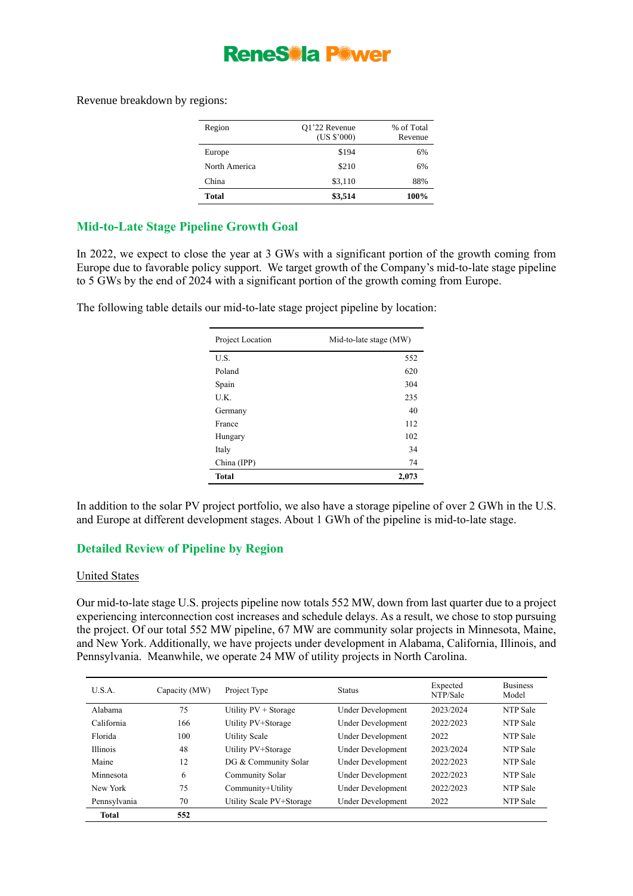Revenue breakdown by regions:

| Region | Q1'22 Revenue (US $'000) | % of Total Revenue |
|---|---|---|
| Europe | $194 | 6% |
| North America | $210 | 6% |
| China | $3,110 | 88% |
| **Total** | **$3,514** | **100%** |

## Mid-to-Late Stage Pipeline Growth Goal

In 2022, we expect to close the year at 3 GWs with a significant portion of the growth coming from Europe due to favorable policy support. We target growth of the Company's mid-to-late stage pipeline to 5 GWs by the end of 2024 with a significant portion of the growth coming from Europe.

The following table details our mid-to-late stage project pipeline by location:

| Project Location | Mid-to-late stage (MW) |
|---|---|
| U.S. | 552 |
| Poland | 620 |
| Spain | 304 |
| U.K. | 235 |
| Germany | 40 |
| France | 112 |
| Hungary | 102 |
| Italy | 34 |
| China (IPP) | 74 |
| **Total** | **2,073** |

In addition to the solar PV project portfolio, we also have a storage pipeline of over 2 GWh in the U.S. and Europe at different development stages. About 1 GWh of the pipeline is mid-to-late stage.

## Detailed Review of Pipeline by Region

United States

Our mid-to-late stage U.S. projects pipeline now totals 552 MW, down from last quarter due to a project experiencing interconnection cost increases and schedule delays. As a result, we chose to stop pursuing the project. Of our total 552 MW pipeline, 67 MW are community solar projects in Minnesota, Maine, and New York. Additionally, we have projects under development in Alabama, California, Illinois, and Pennsylvania. Meanwhile, we operate 24 MW of utility projects in North Carolina.

| U.S.A. | Capacity (MW) | Project Type | Status | Expected NTP/Sale | Business Model |
|---|---|---|---|---|---|
| Alabama | 75 | Utility PV + Storage | Under Development | 2023/2024 | NTP Sale |
| California | 166 | Utility PV+Storage | Under Development | 2022/2023 | NTP Sale |
| Florida | 100 | Utility Scale | Under Development | 2022 | NTP Sale |
| Illinois | 48 | Utility PV+Storage | Under Development | 2023/2024 | NTP Sale |
| Maine | 12 | DG & Community Solar | Under Development | 2022/2023 | NTP Sale |
| Minnesota | 6 | Community Solar | Under Development | 2022/2023 | NTP Sale |
| New York | 75 | Community+Utility | Under Development | 2022/2023 | NTP Sale |
| Pennsylvania | 70 | Utility Scale PV+Storage | Under Development | 2022 | NTP Sale |
| **Total** | **552** | | | | |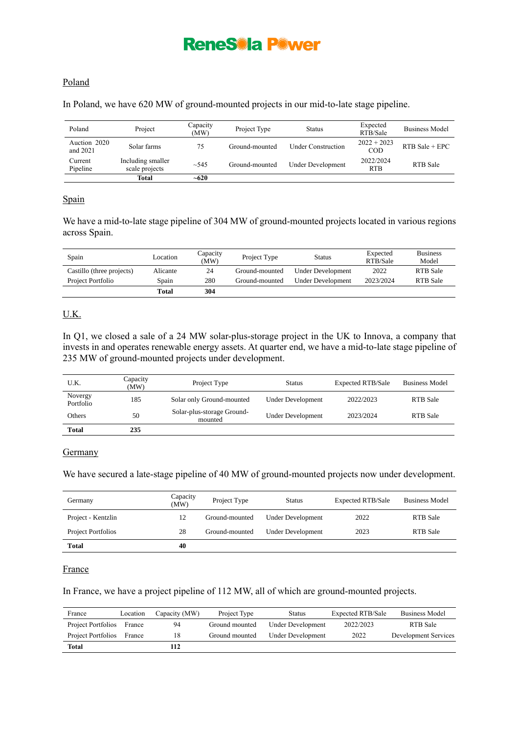## Poland

In Poland, we have 620 MW of ground-mounted projects in our mid-to-late stage pipeline.

| Poland | Project | Capacity (MW) | Project Type | Status | Expected RTB/Sale | Business Model |
|---|---|---|---|---|---|---|
| Auction 2020 and 2021 | Solar farms | 75 | Ground-mounted | Under Construction | 2022 + 2023 COD | RTB Sale + EPC |
| Current Pipeline | Including smaller scale projects | ~545 | Ground-mounted | Under Development | 2022/2024 RTB | RTB Sale |
| | **Total** | **~620** | | | | |

## Spain

We have a mid-to-late stage pipeline of 304 MW of ground-mounted projects located in various regions across Spain.

| Spain | Location | Capacity (MW) | Project Type | Status | Expected RTB/Sale | Business Model |
|---|---|---|---|---|---|---|
| Castillo (three projects) | Alicante | 24 | Ground-mounted | Under Development | 2022 | RTB Sale |
| Project Portfolio | Spain | 280 | Ground-mounted | Under Development | 2023/2024 | RTB Sale |
| | **Total** | **304** | | | | |

## U.K.

In Q1, we closed a sale of a 24 MW solar-plus-storage project in the UK to Innova, a company that invests in and operates renewable energy assets. At quarter end, we have a mid-to-late stage pipeline of 235 MW of ground-mounted projects under development.

| U.K. | Capacity (MW) | Project Type | Status | Expected RTB/Sale | Business Model |
|---|---|---|---|---|---|
| Novergy Portfolio | 185 | Solar only Ground-mounted | Under Development | 2022/2023 | RTB Sale |
| Others | 50 | Solar-plus-storage Ground-mounted | Under Development | 2023/2024 | RTB Sale |
| **Total** | **235** | | | | |

## Germany

We have secured a late-stage pipeline of 40 MW of ground-mounted projects now under development.

| Germany | Capacity (MW) | Project Type | Status | Expected RTB/Sale | Business Model |
|---|---|---|---|---|---|
| Project - Kentzlin | 12 | Ground-mounted | Under Development | 2022 | RTB Sale |
| Project Portfolios | 28 | Ground-mounted | Under Development | 2023 | RTB Sale |
| **Total** | **40** | | | | |

## France

In France, we have a project pipeline of 112 MW, all of which are ground-mounted projects.

| France | Location | Capacity (MW) | Project Type | Status | Expected RTB/Sale | Business Model |
|---|---|---|---|---|---|---|
| Project Portfolios | France | 94 | Ground mounted | Under Development | 2022/2023 | RTB Sale |
| Project Portfolios | France | 18 | Ground mounted | Under Development | 2022 | Development Services |
| **Total** | | **112** | | | | |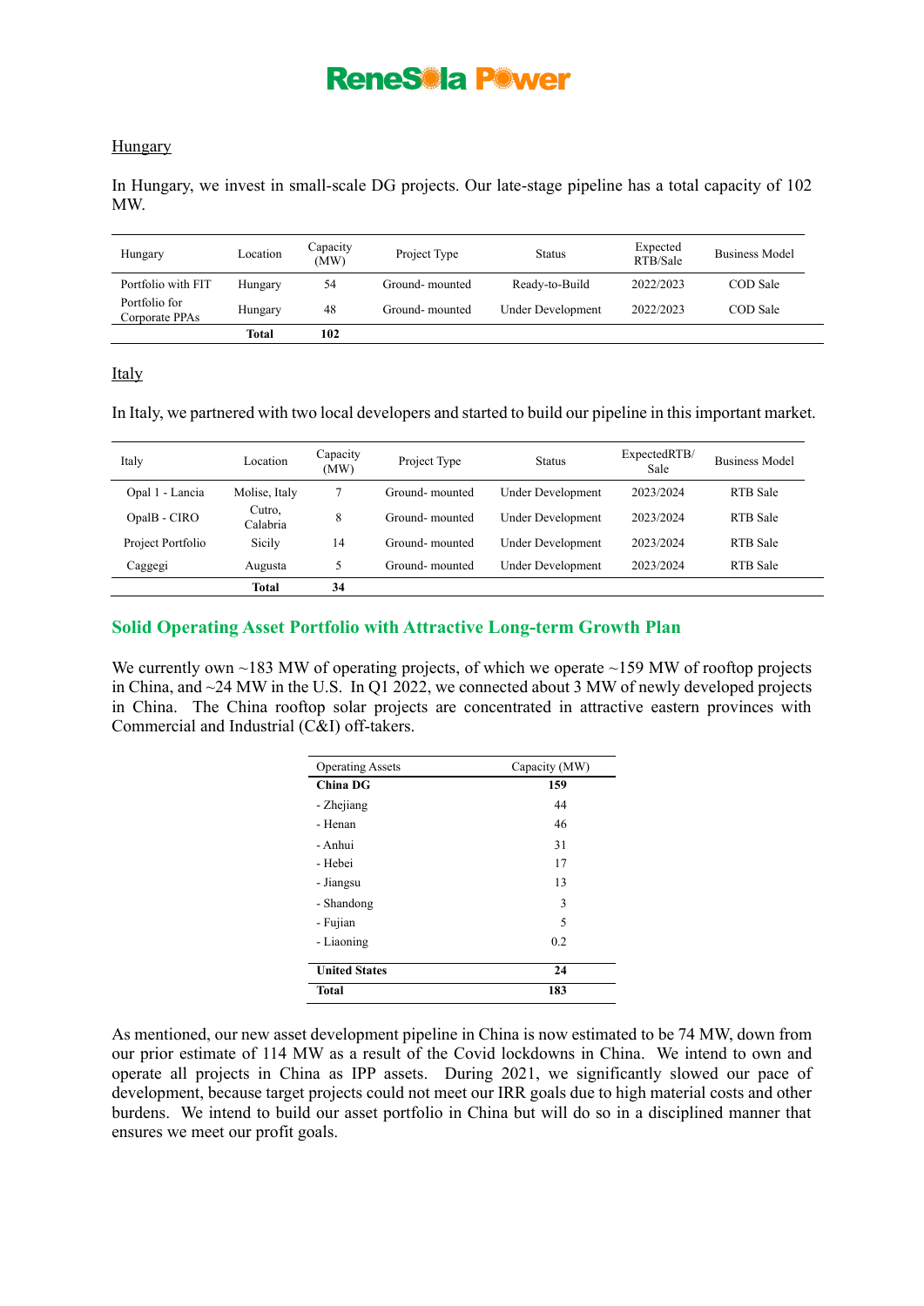Hungary

In Hungary, we invest in small-scale DG projects. Our late-stage pipeline has a total capacity of 102 MW.

| Hungary | Location | Capacity (MW) | Project Type | Status | Expected RTB/Sale | Business Model |
|---|---|---|---|---|---|---|
| Portfolio with FIT | Hungary | 54 | Ground- mounted | Ready-to-Build | 2022/2023 | COD Sale |
| Portfolio for Corporate PPAs | Hungary | 48 | Ground- mounted | Under Development | 2022/2023 | COD Sale |
| | **Total** | **102** | | | | |

Italy

In Italy, we partnered with two local developers and started to build our pipeline in this important market.

| Italy | Location | Capacity (MW) | Project Type | Status | ExpectedRTB/ Sale | Business Model |
|---|---|---|---|---|---|---|
| Opal 1 - Lancia | Molise, Italy | 7 | Ground- mounted | Under Development | 2023/2024 | RTB Sale |
| OpalB - CIRO | Cutro, Calabria | 8 | Ground- mounted | Under Development | 2023/2024 | RTB Sale |
| Project Portfolio | Sicily | 14 | Ground- mounted | Under Development | 2023/2024 | RTB Sale |
| Caggegi | Augusta | 5 | Ground- mounted | Under Development | 2023/2024 | RTB Sale |
| | **Total** | **34** | | | | |

## Solid Operating Asset Portfolio with Attractive Long-term Growth Plan

We currently own ~183 MW of operating projects, of which we operate ~159 MW of rooftop projects in China, and ~24 MW in the U.S. In Q1 2022, we connected about 3 MW of newly developed projects in China. The China rooftop solar projects are concentrated in attractive eastern provinces with Commercial and Industrial (C&I) off-takers.

| Operating Assets | Capacity (MW) |
|---|---|
| **China DG** | **159** |
| - Zhejiang | 44 |
| - Henan | 46 |
| - Anhui | 31 |
| - Hebei | 17 |
| - Jiangsu | 13 |
| - Shandong | 3 |
| - Fujian | 5 |
| - Liaoning | 0.2 |
| **United States** | **24** |
| **Total** | **183** |

As mentioned, our new asset development pipeline in China is now estimated to be 74 MW, down from our prior estimate of 114 MW as a result of the Covid lockdowns in China. We intend to own and operate all projects in China as IPP assets. During 2021, we significantly slowed our pace of development, because target projects could not meet our IRR goals due to high material costs and other burdens. We intend to build our asset portfolio in China but will do so in a disciplined manner that ensures we meet our profit goals.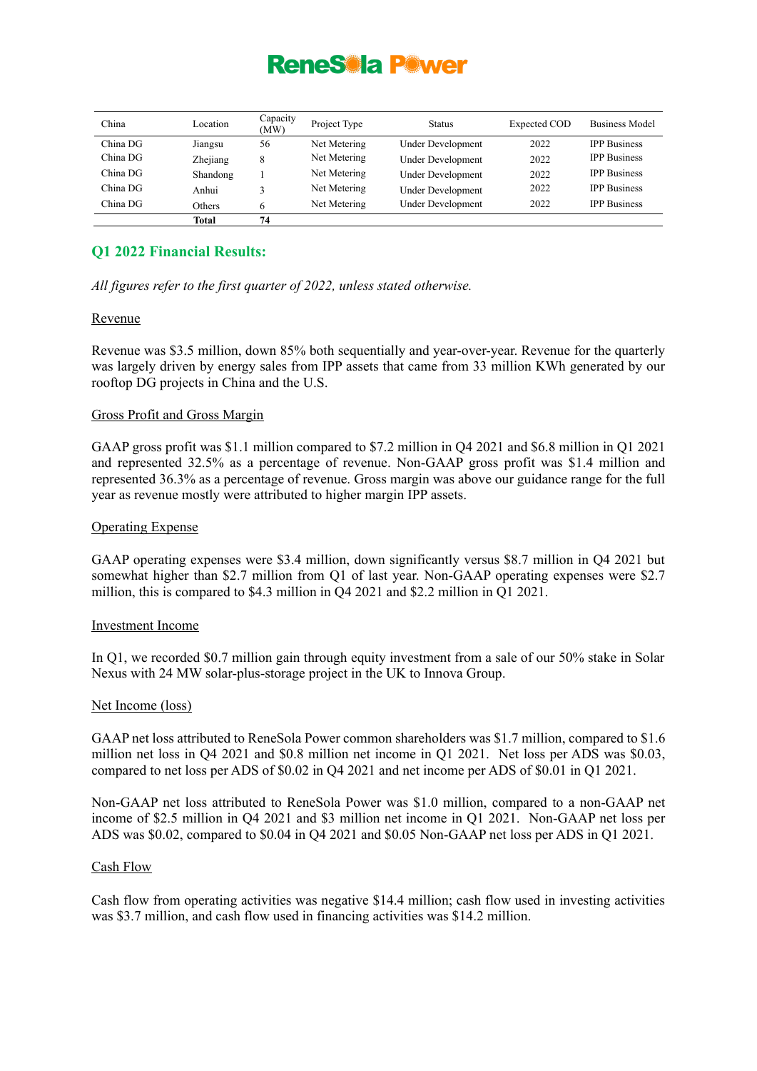| China | Location | Capacity (MW) | Project Type | Status | Expected COD | Business Model |
|---|---|---|---|---|---|---|
| China DG | Jiangsu | 56 | Net Metering | Under Development | 2022 | IPP Business |
| China DG | Zhejiang | 8 | Net Metering | Under Development | 2022 | IPP Business |
| China DG | Shandong | 1 | Net Metering | Under Development | 2022 | IPP Business |
| China DG | Anhui | 3 | Net Metering | Under Development | 2022 | IPP Business |
| China DG | Others | 6 | Net Metering | Under Development | 2022 | IPP Business |
| | **Total** | **74** | | | | |

## Q1 2022 Financial Results:

*All figures refer to the first quarter of 2022, unless stated otherwise.*

### Revenue

Revenue was $3.5 million, down 85% both sequentially and year-over-year. Revenue for the quarterly was largely driven by energy sales from IPP assets that came from 33 million KWh generated by our rooftop DG projects in China and the U.S.

### Gross Profit and Gross Margin

GAAP gross profit was $1.1 million compared to $7.2 million in Q4 2021 and $6.8 million in Q1 2021 and represented 32.5% as a percentage of revenue. Non-GAAP gross profit was $1.4 million and represented 36.3% as a percentage of revenue. Gross margin was above our guidance range for the full year as revenue mostly were attributed to higher margin IPP assets.

### Operating Expense

GAAP operating expenses were $3.4 million, down significantly versus $8.7 million in Q4 2021 but somewhat higher than $2.7 million from Q1 of last year. Non-GAAP operating expenses were $2.7 million, this is compared to $4.3 million in Q4 2021 and $2.2 million in Q1 2021.

### Investment Income

In Q1, we recorded $0.7 million gain through equity investment from a sale of our 50% stake in Solar Nexus with 24 MW solar-plus-storage project in the UK to Innova Group.

### Net Income (loss)

GAAP net loss attributed to ReneSola Power common shareholders was $1.7 million, compared to $1.6 million net loss in Q4 2021 and $0.8 million net income in Q1 2021. Net loss per ADS was $0.03, compared to net loss per ADS of $0.02 in Q4 2021 and net income per ADS of $0.01 in Q1 2021.

Non-GAAP net loss attributed to ReneSola Power was $1.0 million, compared to a non-GAAP net income of $2.5 million in Q4 2021 and $3 million net income in Q1 2021. Non-GAAP net loss per ADS was $0.02, compared to $0.04 in Q4 2021 and $0.05 Non-GAAP net loss per ADS in Q1 2021.

### Cash Flow

Cash flow from operating activities was negative $14.4 million; cash flow used in investing activities was $3.7 million, and cash flow used in financing activities was $14.2 million.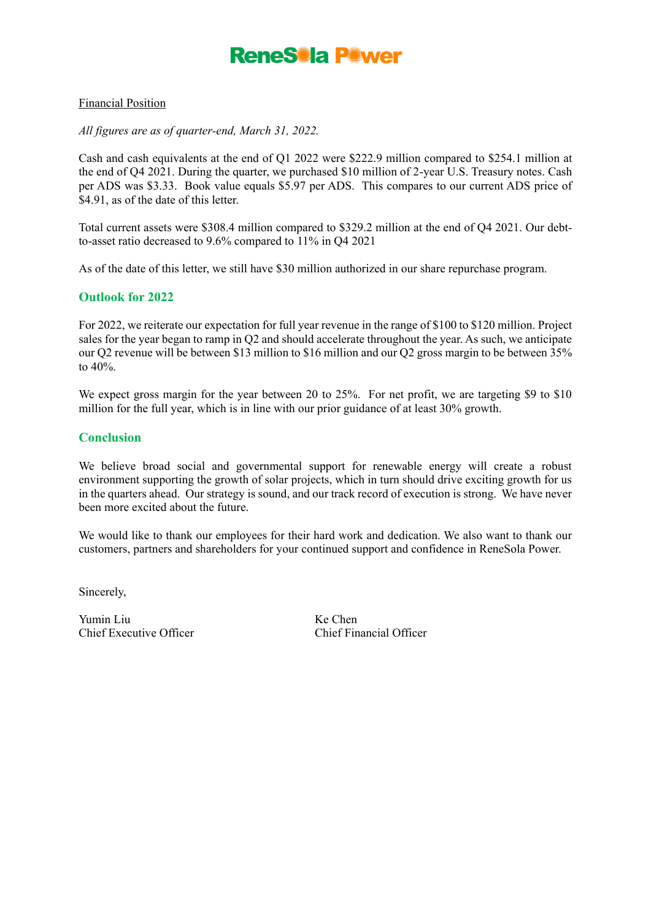Financial Position

*All figures are as of quarter-end, March 31, 2022.*

Cash and cash equivalents at the end of Q1 2022 were $222.9 million compared to $254.1 million at the end of Q4 2021. During the quarter, we purchased $10 million of 2-year U.S. Treasury notes. Cash per ADS was $3.33. Book value equals $5.97 per ADS. This compares to our current ADS price of $4.91, as of the date of this letter.

Total current assets were $308.4 million compared to $329.2 million at the end of Q4 2021. Our debt-to-asset ratio decreased to 9.6% compared to 11% in Q4 2021

As of the date of this letter, we still have $30 million authorized in our share repurchase program.

## Outlook for 2022

For 2022, we reiterate our expectation for full year revenue in the range of $100 to $120 million. Project sales for the year began to ramp in Q2 and should accelerate throughout the year. As such, we anticipate our Q2 revenue will be between $13 million to $16 million and our Q2 gross margin to be between 35% to 40%.

We expect gross margin for the year between 20 to 25%. For net profit, we are targeting $9 to $10 million for the full year, which is in line with our prior guidance of at least 30% growth.

## Conclusion

We believe broad social and governmental support for renewable energy will create a robust environment supporting the growth of solar projects, which in turn should drive exciting growth for us in the quarters ahead. Our strategy is sound, and our track record of execution is strong. We have never been more excited about the future.

We would like to thank our employees for their hard work and dedication. We also want to thank our customers, partners and shareholders for your continued support and confidence in ReneSola Power.

Sincerely,

Yumin Liu
Chief Executive Officer

Ke Chen
Chief Financial Officer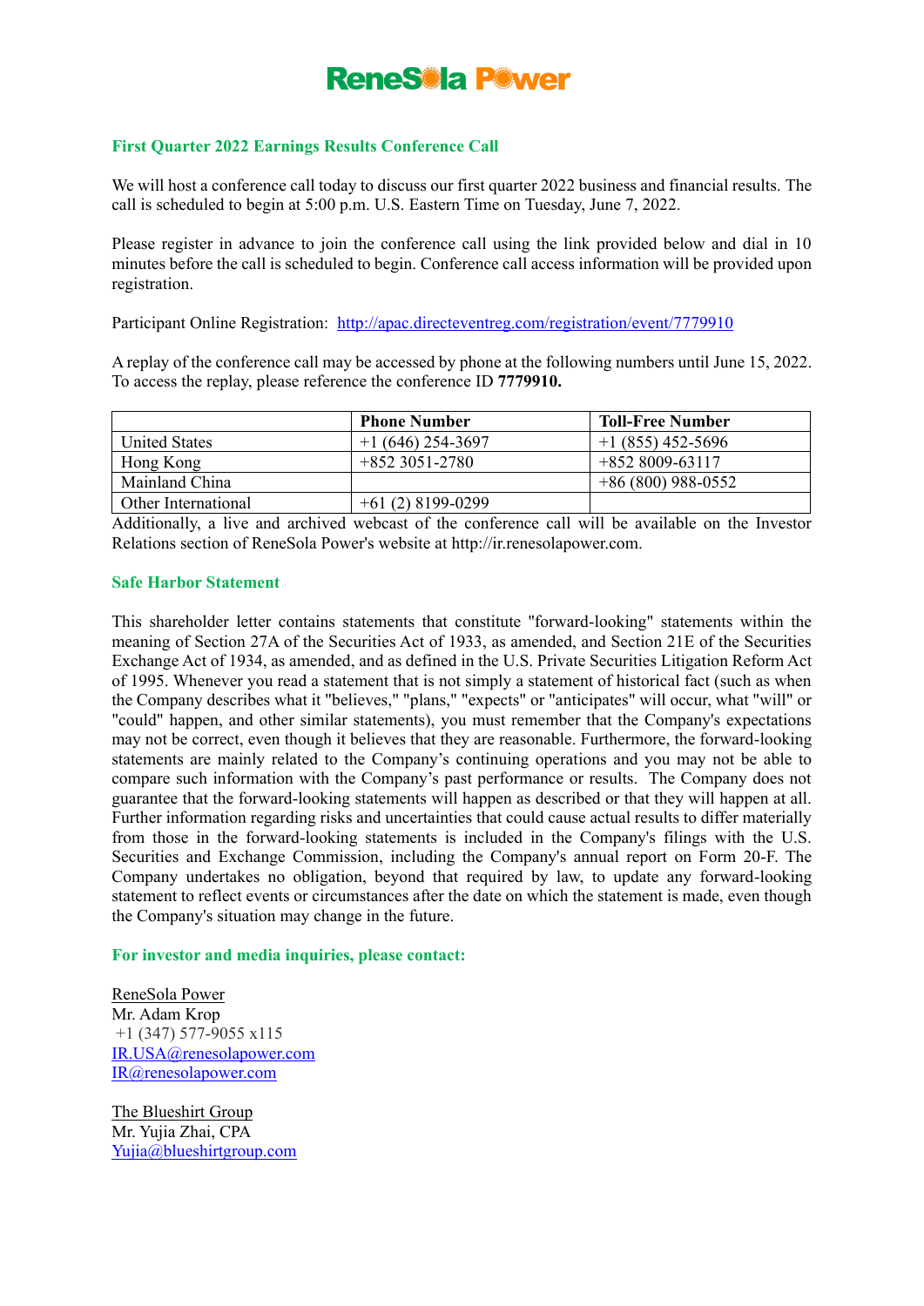# ReneSola Power

## First Quarter 2022 Earnings Results Conference Call

We will host a conference call today to discuss our first quarter 2022 business and financial results. The call is scheduled to begin at 5:00 p.m. U.S. Eastern Time on Tuesday, June 7, 2022.

Please register in advance to join the conference call using the link provided below and dial in 10 minutes before the call is scheduled to begin. Conference call access information will be provided upon registration.

Participant Online Registration: [http://apac.directeventreg.com/registration/event/7779910](http://apac.directeventreg.com/registration/event/7779910)

A replay of the conference call may be accessed by phone at the following numbers until June 15, 2022. To access the replay, please reference the conference ID **7779910.**

| | Phone Number | Toll-Free Number |
|---|---|---|
| United States | +1 (646) 254-3697 | +1 (855) 452-5696 |
| Hong Kong | +852 3051-2780 | +852 8009-63117 |
| Mainland China | | +86 (800) 988-0552 |
| Other International | +61 (2) 8199-0299 | |

Additionally, a live and archived webcast of the conference call will be available on the Investor Relations section of ReneSola Power's website at http://ir.renesolapower.com.

## Safe Harbor Statement

This shareholder letter contains statements that constitute "forward-looking" statements within the meaning of Section 27A of the Securities Act of 1933, as amended, and Section 21E of the Securities Exchange Act of 1934, as amended, and as defined in the U.S. Private Securities Litigation Reform Act of 1995. Whenever you read a statement that is not simply a statement of historical fact (such as when the Company describes what it "believes," "plans," "expects" or "anticipates" will occur, what "will" or "could" happen, and other similar statements), you must remember that the Company's expectations may not be correct, even though it believes that they are reasonable. Furthermore, the forward-looking statements are mainly related to the Company's continuing operations and you may not be able to compare such information with the Company's past performance or results. The Company does not guarantee that the forward-looking statements will happen as described or that they will happen at all. Further information regarding risks and uncertainties that could cause actual results to differ materially from those in the forward-looking statements is included in the Company's filings with the U.S. Securities and Exchange Commission, including the Company's annual report on Form 20-F. The Company undertakes no obligation, beyond that required by law, to update any forward-looking statement to reflect events or circumstances after the date on which the statement is made, even though the Company's situation may change in the future.

## For investor and media inquiries, please contact:

ReneSola Power  
Mr. Adam Krop  
+1 (347) 577-9055 x115  
IR.USA@renesolapower.com  
IR@renesolapower.com

The Blueshirt Group  
Mr. Yujia Zhai, CPA  
Yujia@blueshirtgroup.com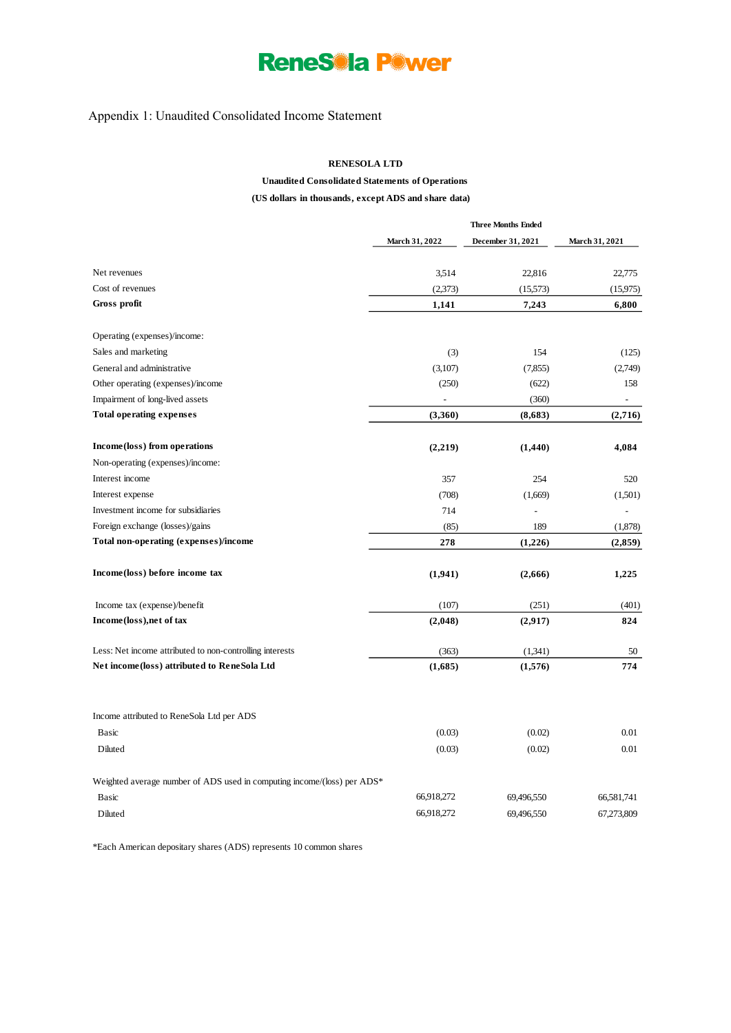# Appendix 1: Unaudited Consolidated Income Statement

**RENESOLA LTD**

**Unaudited Consolidated Statements of Operations**

**(US dollars in thousands, except ADS and share data)**

| | Three Months Ended | | |
|---|---|---|---|
| | **March 31, 2022** | **December 31, 2021** | **March 31, 2021** |
| Net revenues | 3,514 | 22,816 | 22,775 |
| Cost of revenues | (2,373) | (15,573) | (15,975) |
| **Gross profit** | **1,141** | **7,243** | **6,800** |
| | | | |
| Operating (expenses)/income: | | | |
| Sales and marketing | (3) | 154 | (125) |
| General and administrative | (3,107) | (7,855) | (2,749) |
| Other operating (expenses)/income | (250) | (622) | 158 |
| Impairment of long-lived assets | - | (360) | - |
| **Total operating expenses** | **(3,360)** | **(8,683)** | **(2,716)** |
| | | | |
| **Income(loss) from operations** | **(2,219)** | **(1,440)** | **4,084** |
| Non-operating (expenses)/income: | | | |
| Interest income | 357 | 254 | 520 |
| Interest expense | (708) | (1,669) | (1,501) |
| Investment income for subsidiaries | 714 | - | - |
| Foreign exchange (losses)/gains | (85) | 189 | (1,878) |
| **Total non-operating (expenses)/income** | **278** | **(1,226)** | **(2,859)** |
| | | | |
| **Income(loss) before income tax** | **(1,941)** | **(2,666)** | **1,225** |
| | | | |
| Income tax (expense)/benefit | (107) | (251) | (401) |
| **Income(loss),net of tax** | **(2,048)** | **(2,917)** | **824** |
| | | | |
| Less: Net income attributed to non-controlling interests | (363) | (1,341) | 50 |
| **Net income(loss) attributed to ReneSola Ltd** | **(1,685)** | **(1,576)** | **774** |
| | | | |
| Income attributed to ReneSola Ltd per ADS | | | |
| Basic | (0.03) | (0.02) | 0.01 |
| Diluted | (0.03) | (0.02) | 0.01 |
| | | | |
| Weighted average number of ADS used in computing income/(loss) per ADS* | | | |
| Basic | 66,918,272 | 69,496,550 | 66,581,741 |
| Diluted | 66,918,272 | 69,496,550 | 67,273,809 |

*Each American depositary shares (ADS) represents 10 common shares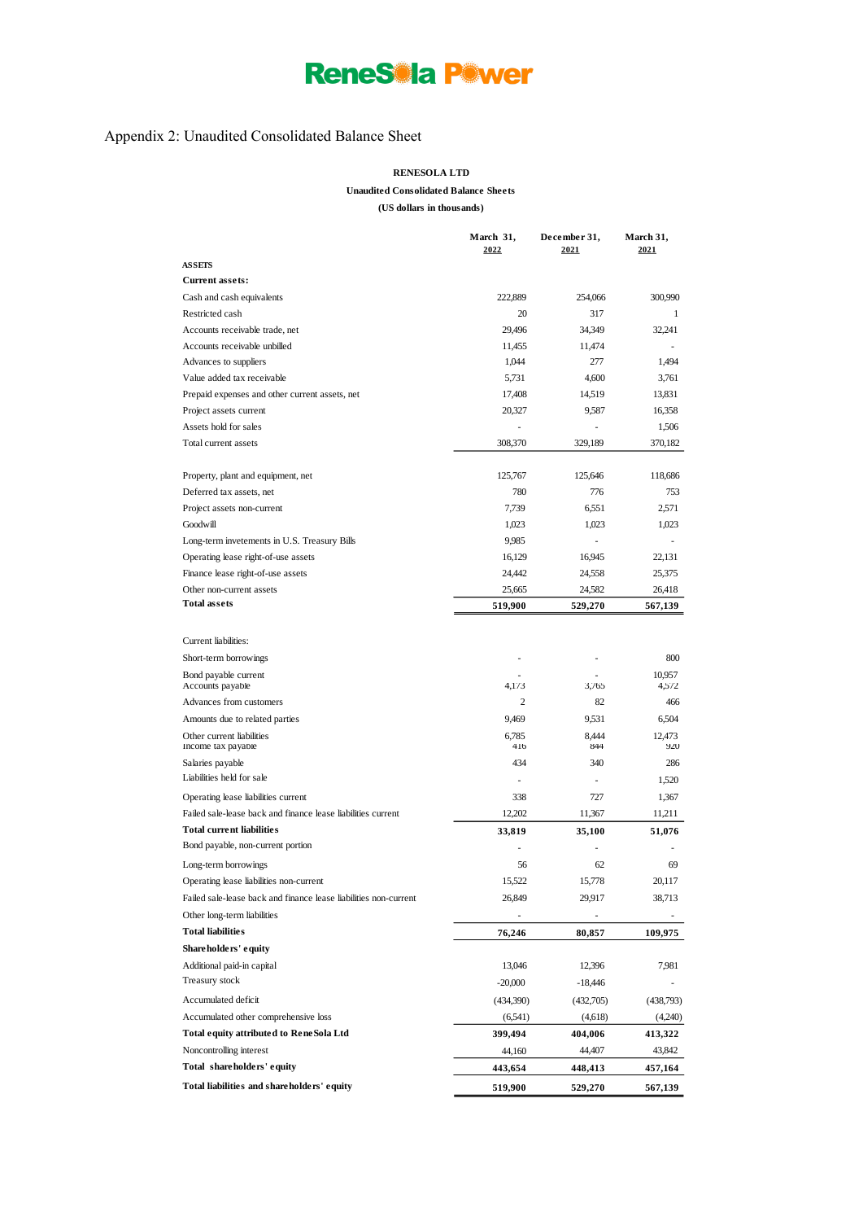# Appendix 2: Unaudited Consolidated Balance Sheet

**RENESOLA LTD**

**Unaudited Consolidated Balance Sheets**

**(US dollars in thousands)**

| | March 31, 2022 | December 31, 2021 | March 31, 2021 |
|---|---|---|---|
| **ASSETS** | | | |
| **Current assets:** | | | |
| Cash and cash equivalents | 222,889 | 254,066 | 300,990 |
| Restricted cash | 20 | 317 | 1 |
| Accounts receivable trade, net | 29,496 | 34,349 | 32,241 |
| Accounts receivable unbilled | 11,455 | 11,474 | - |
| Advances to suppliers | 1,044 | 277 | 1,494 |
| Value added tax receivable | 5,731 | 4,600 | 3,761 |
| Prepaid expenses and other current assets, net | 17,408 | 14,519 | 13,831 |
| Project assets current | 20,327 | 9,587 | 16,358 |
| Assets hold for sales | - | - | 1,506 |
| Total current assets | 308,370 | 329,189 | 370,182 |
| | | | |
| Property, plant and equipment, net | 125,767 | 125,646 | 118,686 |
| Deferred tax assets, net | 780 | 776 | 753 |
| Project assets non-current | 7,739 | 6,551 | 2,571 |
| Goodwill | 1,023 | 1,023 | 1,023 |
| Long-term invetements in U.S. Treasury Bills | 9,985 | - | - |
| Operating lease right-of-use assets | 16,129 | 16,945 | 22,131 |
| Finance lease right-of-use assets | 24,442 | 24,558 | 25,375 |
| Other non-current assets | 25,665 | 24,582 | 26,418 |
| **Total assets** | **519,900** | **529,270** | **567,139** |
| | | | |
| Current liabilities: | | | |
| Short-term borrowings | - | - | 800 |
| Bond payable current | - | - | 10,957 |
| Accounts payable | 4,173 | 3,765 | 4,572 |
| Advances from customers | 2 | 82 | 466 |
| Amounts due to related parties | 9,469 | 9,531 | 6,504 |
| Other current liabilities | 6,785 | 8,444 | 12,473 |
| Income tax payable | 416 | 844 | 920 |
| Salaries payable | 434 | 340 | 286 |
| Liabilities held for sale | - | - | 1,520 |
| Operating lease liabilities current | 338 | 727 | 1,367 |
| Failed sale-lease back and finance lease liabilities current | 12,202 | 11,367 | 11,211 |
| **Total current liabilities** | **33,819** | **35,100** | **51,076** |
| Bond payable, non-current portion | - | - | - |
| Long-term borrowings | 56 | 62 | 69 |
| Operating lease liabilities non-current | 15,522 | 15,778 | 20,117 |
| Failed sale-lease back and finance lease liabilities non-current | 26,849 | 29,917 | 38,713 |
| Other long-term liabilities | - | - | - |
| **Total liabilities** | **76,246** | **80,857** | **109,975** |
| **Shareholders' equity** | | | |
| Additional paid-in capital | 13,046 | 12,396 | 7,981 |
| Treasury stock | -20,000 | -18,446 | - |
| Accumulated deficit | (434,390) | (432,705) | (438,793) |
| Accumulated other comprehensive loss | (6,541) | (4,618) | (4,240) |
| **Total equity attributed to ReneSola Ltd** | **399,494** | **404,006** | **413,322** |
| Noncontrolling interest | 44,160 | 44,407 | 43,842 |
| **Total shareholders' equity** | **443,654** | **448,413** | **457,164** |
| **Total liabilities and shareholders' equity** | **519,900** | **529,270** | **567,139** |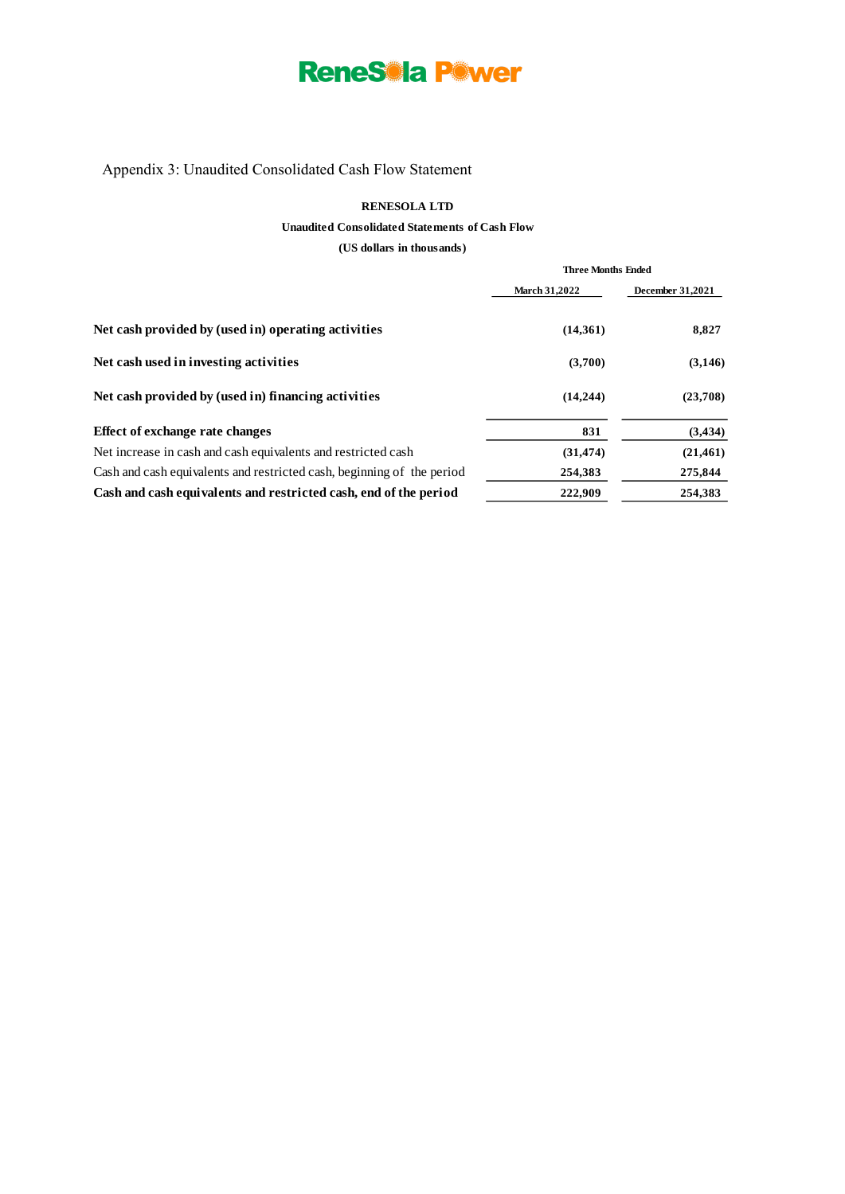ReneSola Power

Appendix 3: Unaudited Consolidated Cash Flow Statement

**RENESOLA LTD**

**Unaudited Consolidated Statements of Cash Flow**

**(US dollars in thousands)**

| | Three Months Ended | |
|---|---|---|
| | March 31,2022 | December 31,2021 |
| **Net cash provided by (used in) operating activities** | **(14,361)** | **8,827** |
| **Net cash used in investing activities** | **(3,700)** | **(3,146)** |
| **Net cash provided by (used in) financing activities** | **(14,244)** | **(23,708)** |
| **Effect of exchange rate changes** | **831** | **(3,434)** |
| Net increase in cash and cash equivalents and restricted cash | **(31,474)** | **(21,461)** |
| Cash and cash equivalents and restricted cash, beginning of the period | **254,383** | **275,844** |
| **Cash and cash equivalents and restricted cash, end of the period** | **222,909** | **254,383** |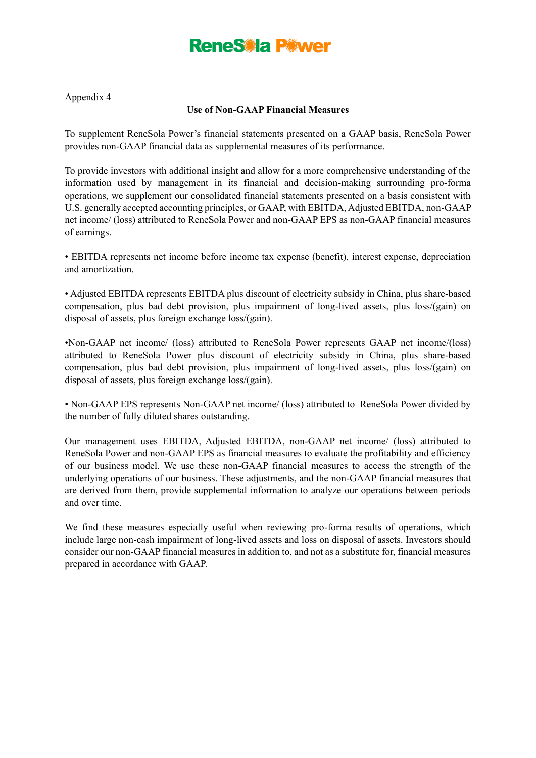Appendix 4

**Use of Non-GAAP Financial Measures**

To supplement ReneSola Power's financial statements presented on a GAAP basis, ReneSola Power provides non-GAAP financial data as supplemental measures of its performance.

To provide investors with additional insight and allow for a more comprehensive understanding of the information used by management in its financial and decision-making surrounding pro-forma operations, we supplement our consolidated financial statements presented on a basis consistent with U.S. generally accepted accounting principles, or GAAP, with EBITDA, Adjusted EBITDA, non-GAAP net income/ (loss) attributed to ReneSola Power and non-GAAP EPS as non-GAAP financial measures of earnings.

• EBITDA represents net income before income tax expense (benefit), interest expense, depreciation and amortization.

• Adjusted EBITDA represents EBITDA plus discount of electricity subsidy in China, plus share-based compensation, plus bad debt provision, plus impairment of long-lived assets, plus loss/(gain) on disposal of assets, plus foreign exchange loss/(gain).

•Non-GAAP net income/ (loss) attributed to ReneSola Power represents GAAP net income/(loss) attributed to ReneSola Power plus discount of electricity subsidy in China, plus share-based compensation, plus bad debt provision, plus impairment of long-lived assets, plus loss/(gain) on disposal of assets, plus foreign exchange loss/(gain).

• Non-GAAP EPS represents Non-GAAP net income/ (loss) attributed to ReneSola Power divided by the number of fully diluted shares outstanding.

Our management uses EBITDA, Adjusted EBITDA, non-GAAP net income/ (loss) attributed to ReneSola Power and non-GAAP EPS as financial measures to evaluate the profitability and efficiency of our business model. We use these non-GAAP financial measures to access the strength of the underlying operations of our business. These adjustments, and the non-GAAP financial measures that are derived from them, provide supplemental information to analyze our operations between periods and over time.

We find these measures especially useful when reviewing pro-forma results of operations, which include large non-cash impairment of long-lived assets and loss on disposal of assets. Investors should consider our non-GAAP financial measures in addition to, and not as a substitute for, financial measures prepared in accordance with GAAP.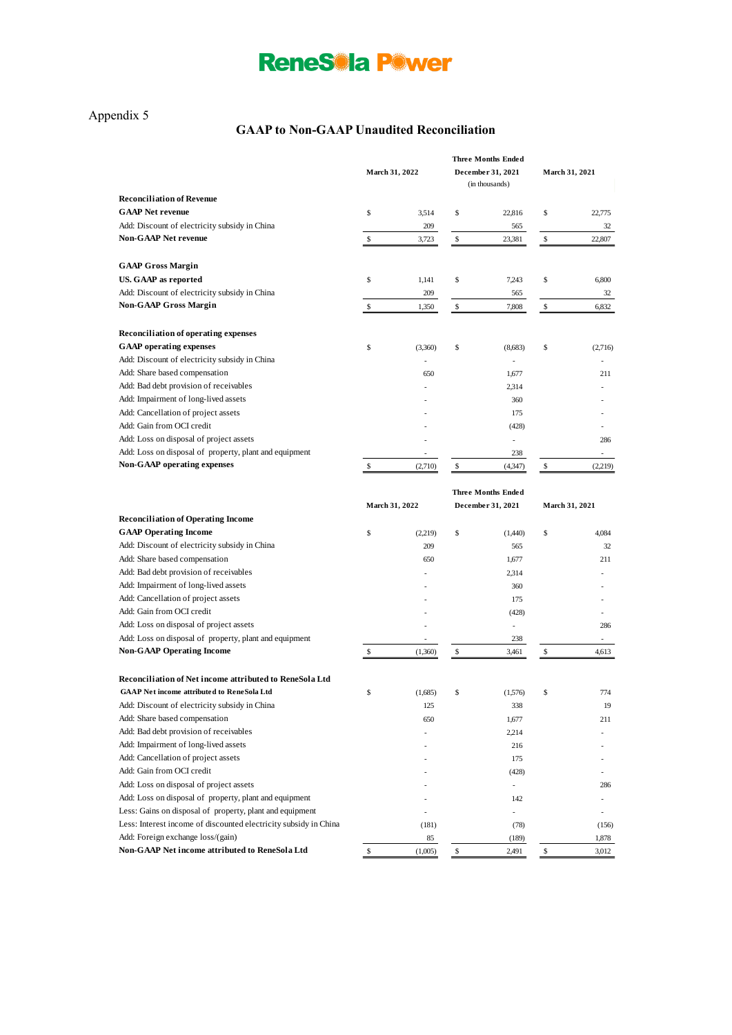ReneSola Power

Appendix 5

## GAAP to Non-GAAP Unaudited Reconciliation

| | Three Months Ended | | |
|---|---|---|---|
| | March 31, 2022 | December 31, 2021 | March 31, 2021 |
| | | (in thousands) | |
| **Reconciliation of Revenue** | | | |
| **GAAP Net revenue** | $ 3,514 | $ 22,816 | $ 22,775 |
| Add: Discount of electricity subsidy in China | 209 | 565 | 32 |
| **Non-GAAP Net revenue** | $ 3,723 | $ 23,381 | $ 22,807 |
| | | | |
| **GAAP Gross Margin** | | | |
| **US. GAAP as reported** | $ 1,141 | $ 7,243 | $ 6,800 |
| Add: Discount of electricity subsidy in China | 209 | 565 | 32 |
| **Non-GAAP Gross Margin** | $ 1,350 | $ 7,808 | $ 6,832 |
| | | | |
| **Reconciliation of operating expenses** | | | |
| **GAAP operating expenses** | $ (3,360) | $ (8,683) | $ (2,716) |
| Add: Discount of electricity subsidy in China | - | - | - |
| Add: Share based compensation | 650 | 1,677 | 211 |
| Add: Bad debt provision of receivables | - | 2,314 | - |
| Add: Impairment of long-lived assets | - | 360 | - |
| Add: Cancellation of project assets | - | 175 | - |
| Add: Gain from OCI credit | - | (428) | - |
| Add: Loss on disposal of project assets | - | - | 286 |
| Add: Loss on disposal of property, plant and equipment | - | 238 | - |
| **Non-GAAP operating expenses** | $ (2,710) | $ (4,347) | $ (2,219) |

| | Three Months Ended | | |
|---|---|---|---|
| | March 31, 2022 | December 31, 2021 | March 31, 2021 |
| **Reconciliation of Operating Income** | | | |
| **GAAP Operating Income** | $ (2,219) | $ (1,440) | $ 4,084 |
| Add: Discount of electricity subsidy in China | 209 | 565 | 32 |
| Add: Share based compensation | 650 | 1,677 | 211 |
| Add: Bad debt provision of receivables | - | 2,314 | - |
| Add: Impairment of long-lived assets | - | 360 | - |
| Add: Cancellation of project assets | - | 175 | - |
| Add: Gain from OCI credit | - | (428) | - |
| Add: Loss on disposal of project assets | - | - | 286 |
| Add: Loss on disposal of property, plant and equipment | - | 238 | - |
| **Non-GAAP Operating Income** | $ (1,360) | $ 3,461 | $ 4,613 |
| | | | |
| **Reconciliation of Net income attributed to ReneSola Ltd** | | | |
| **GAAP Net income attributed to ReneSola Ltd** | $ (1,685) | $ (1,576) | $ 774 |
| Add: Discount of electricity subsidy in China | 125 | 338 | 19 |
| Add: Share based compensation | 650 | 1,677 | 211 |
| Add: Bad debt provision of receivables | - | 2,214 | - |
| Add: Impairment of long-lived assets | - | 216 | - |
| Add: Cancellation of project assets | - | 175 | - |
| Add: Gain from OCI credit | - | (428) | - |
| Add: Loss on disposal of project assets | - | - | 286 |
| Add: Loss on disposal of property, plant and equipment | - | 142 | - |
| Less: Gains on disposal of property, plant and equipment | - | - | - |
| Less: Interest income of discounted electricity subsidy in China | (181) | (78) | (156) |
| Add: Foreign exchange loss/(gain) | 85 | (189) | 1,878 |
| **Non-GAAP Net income attributed to ReneSola Ltd** | $ (1,005) | $ 2,491 | $ 3,012 |